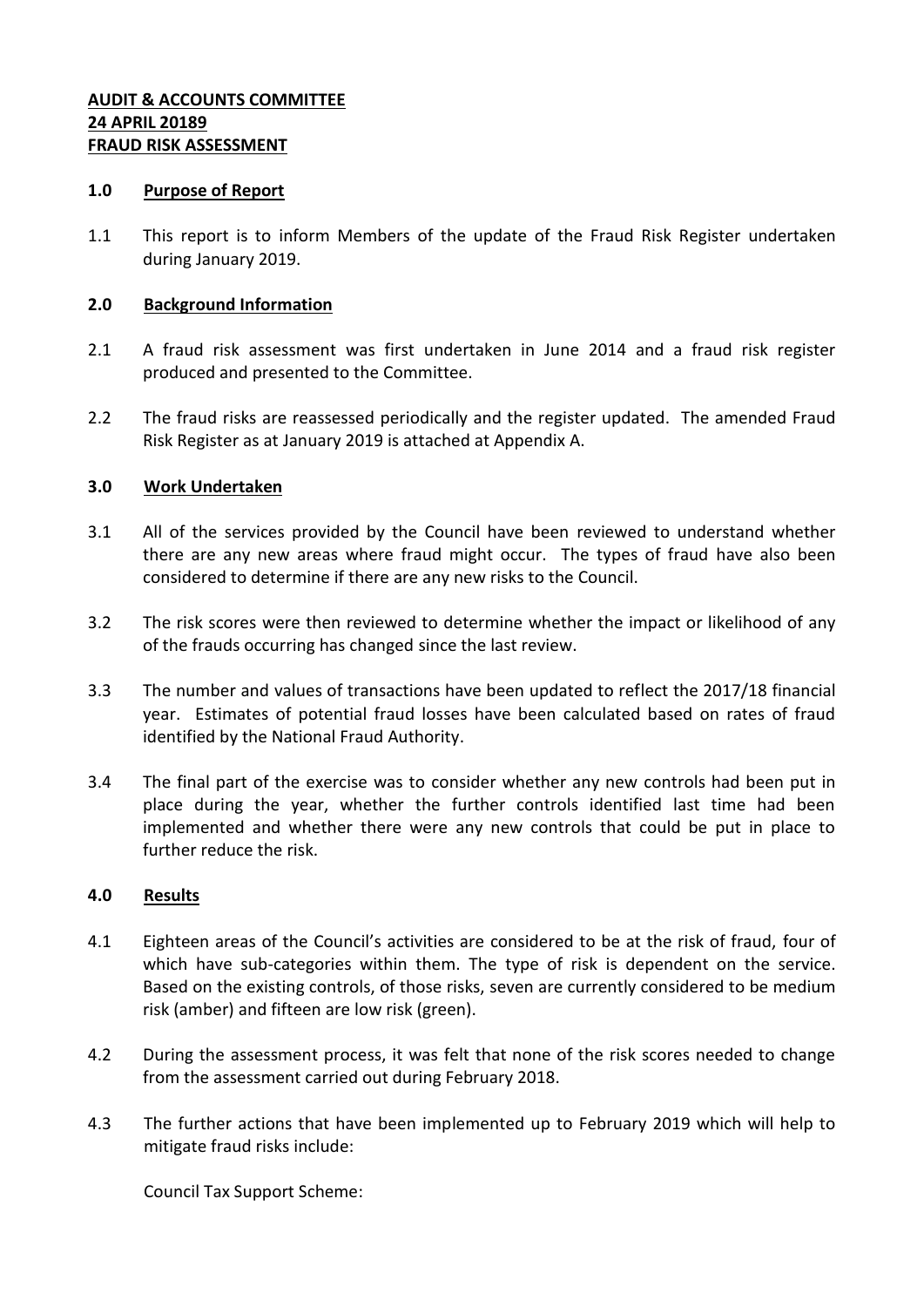**AUDIT & ACCOUNTS COMMITTEE**
**24 APRIL 20189**
**FRAUD RISK ASSESSMENT**

**1.0 Purpose of Report**

1.1 This report is to inform Members of the update of the Fraud Risk Register undertaken during January 2019.

**2.0 Background Information**

2.1 A fraud risk assessment was first undertaken in June 2014 and a fraud risk register produced and presented to the Committee.

2.2 The fraud risks are reassessed periodically and the register updated. The amended Fraud Risk Register as at January 2019 is attached at Appendix A.

**3.0 Work Undertaken**

3.1 All of the services provided by the Council have been reviewed to understand whether there are any new areas where fraud might occur. The types of fraud have also been considered to determine if there are any new risks to the Council.

3.2 The risk scores were then reviewed to determine whether the impact or likelihood of any of the frauds occurring has changed since the last review.

3.3 The number and values of transactions have been updated to reflect the 2017/18 financial year. Estimates of potential fraud losses have been calculated based on rates of fraud identified by the National Fraud Authority.

3.4 The final part of the exercise was to consider whether any new controls had been put in place during the year, whether the further controls identified last time had been implemented and whether there were any new controls that could be put in place to further reduce the risk.

**4.0 Results**

4.1 Eighteen areas of the Council's activities are considered to be at the risk of fraud, four of which have sub-categories within them. The type of risk is dependent on the service. Based on the existing controls, of those risks, seven are currently considered to be medium risk (amber) and fifteen are low risk (green).

4.2 During the assessment process, it was felt that none of the risk scores needed to change from the assessment carried out during February 2018.

4.3 The further actions that have been implemented up to February 2019 which will help to mitigate fraud risks include:

Council Tax Support Scheme: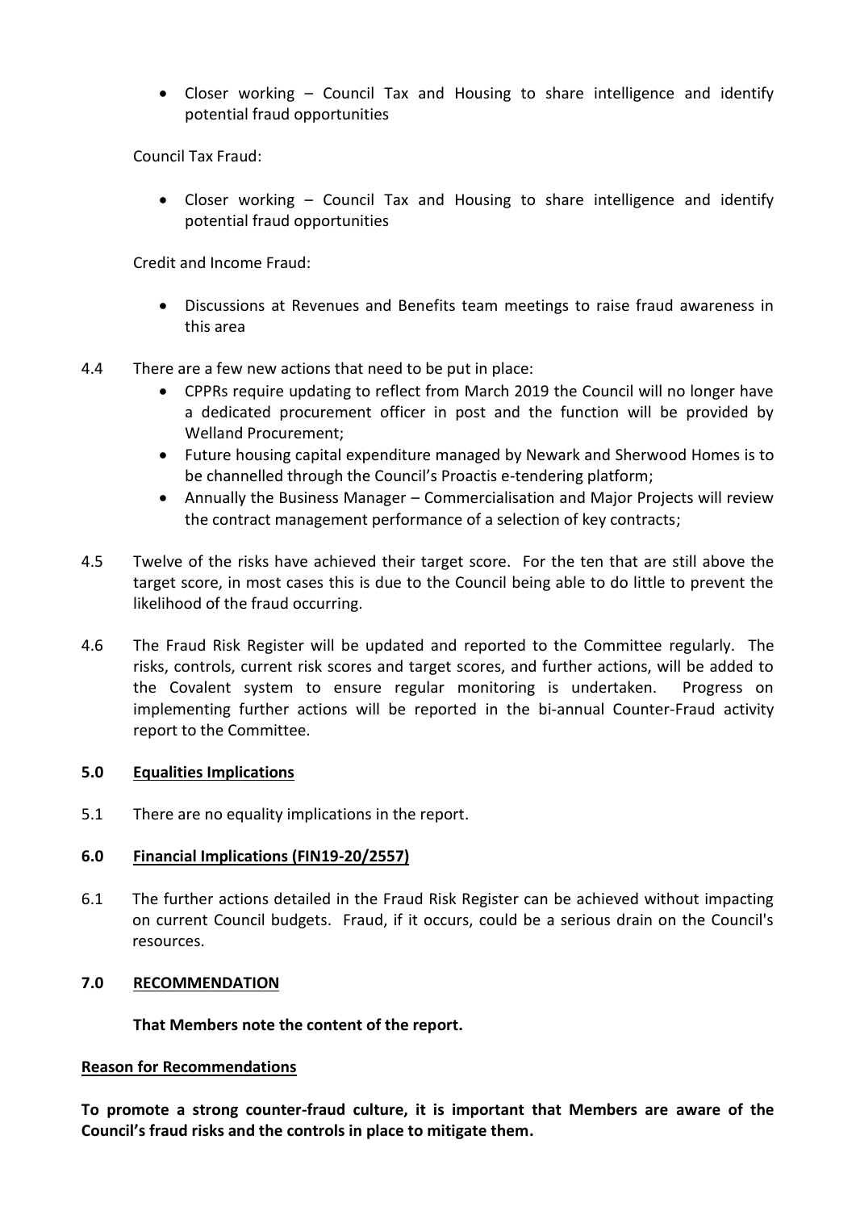- Closer working – Council Tax and Housing to share intelligence and identify potential fraud opportunities

Council Tax Fraud:

- Closer working – Council Tax and Housing to share intelligence and identify potential fraud opportunities

Credit and Income Fraud:

- Discussions at Revenues and Benefits team meetings to raise fraud awareness in this area

4.4 There are a few new actions that need to be put in place:

- CPPRs require updating to reflect from March 2019 the Council will no longer have a dedicated procurement officer in post and the function will be provided by Welland Procurement;
- Future housing capital expenditure managed by Newark and Sherwood Homes is to be channelled through the Council's Proactis e-tendering platform;
- Annually the Business Manager – Commercialisation and Major Projects will review the contract management performance of a selection of key contracts;

4.5 Twelve of the risks have achieved their target score. For the ten that are still above the target score, in most cases this is due to the Council being able to do little to prevent the likelihood of the fraud occurring.

4.6 The Fraud Risk Register will be updated and reported to the Committee regularly. The risks, controls, current risk scores and target scores, and further actions, will be added to the Covalent system to ensure regular monitoring is undertaken. Progress on implementing further actions will be reported in the bi-annual Counter-Fraud activity report to the Committee.

## 5.0 Equalities Implications

5.1 There are no equality implications in the report.

## 6.0 Financial Implications (FIN19-20/2557)

6.1 The further actions detailed in the Fraud Risk Register can be achieved without impacting on current Council budgets. Fraud, if it occurs, could be a serious drain on the Council's resources.

## 7.0 RECOMMENDATION

**That Members note the content of the report.**

**Reason for Recommendations**

**To promote a strong counter-fraud culture, it is important that Members are aware of the Council's fraud risks and the controls in place to mitigate them.**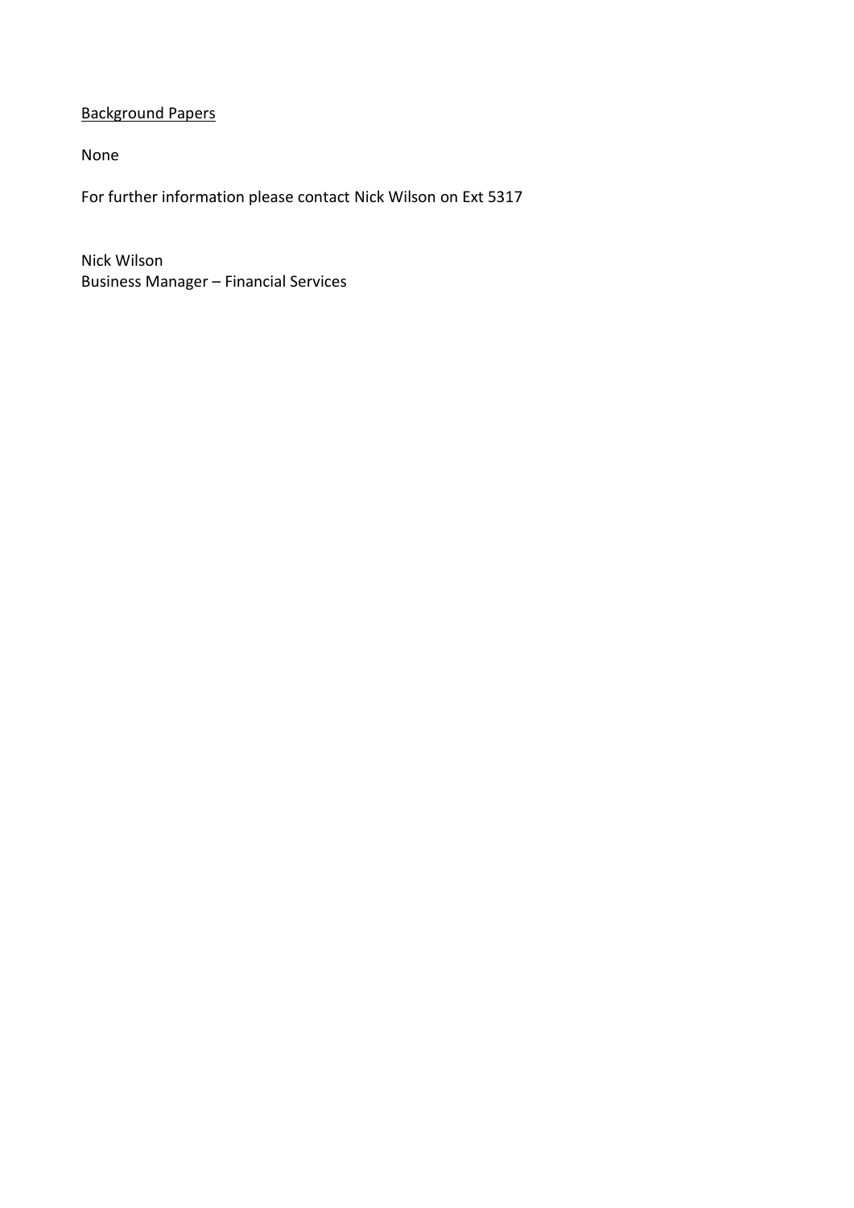<u>Background Papers</u>

None

For further information please contact Nick Wilson on Ext 5317

Nick Wilson
Business Manager – Financial Services